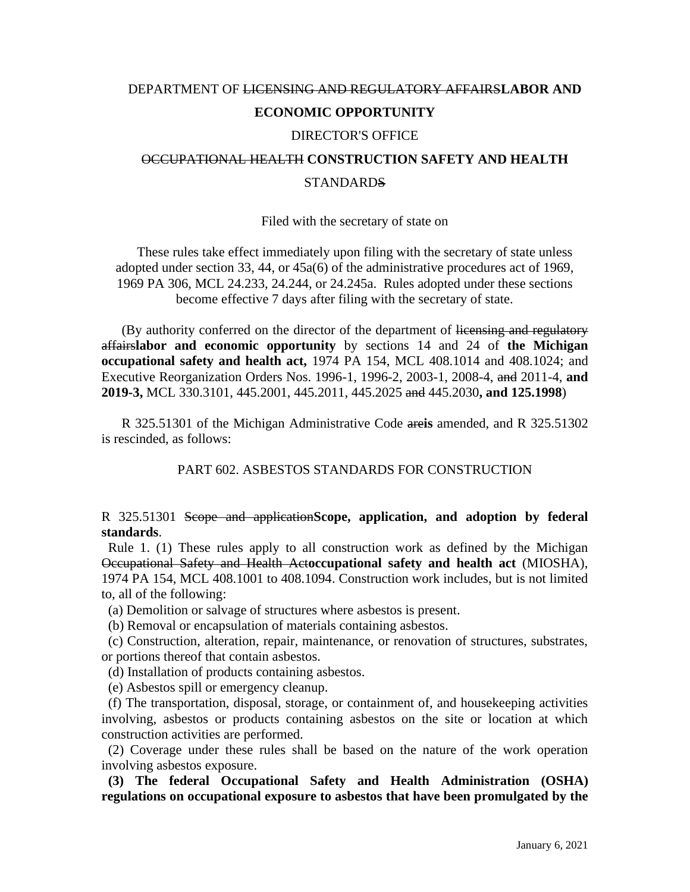DEPARTMENT OF ~~LICENSING AND REGULATORY AFFAIRS~~**LABOR AND ECONOMIC OPPORTUNITY**

DIRECTOR'S OFFICE

~~OCCUPATIONAL HEALTH~~ **CONSTRUCTION SAFETY AND HEALTH**

STANDARD~~S~~

Filed with the secretary of state on

These rules take effect immediately upon filing with the secretary of state unless adopted under section 33, 44, or 45a(6) of the administrative procedures act of 1969, 1969 PA 306, MCL 24.233, 24.244, or 24.245a. Rules adopted under these sections become effective 7 days after filing with the secretary of state.

(By authority conferred on the director of the department of ~~licensing and regulatory affairs~~**labor and economic opportunity** by sections 14 and 24 of **the Michigan occupational safety and health act,** 1974 PA 154, MCL 408.1014 and 408.1024; and Executive Reorganization Orders Nos. 1996-1, 1996-2, 2003-1, 2008-4, ~~and~~ 2011-4, **and 2019-3,** MCL 330.3101, 445.2001, 445.2011, 445.2025 ~~and~~ 445.2030**, and 125.1998**)

R 325.51301 of the Michigan Administrative Code ~~are~~**is** amended, and R 325.51302 is rescinded, as follows:

PART 602. ASBESTOS STANDARDS FOR CONSTRUCTION

R 325.51301 ~~Scope and application~~**Scope, application, and adoption by federal standards**.

Rule 1. (1) These rules apply to all construction work as defined by the Michigan ~~Occupational Safety and Health Act~~**occupational safety and health act** (MIOSHA), 1974 PA 154, MCL 408.1001 to 408.1094. Construction work includes, but is not limited to, all of the following:

(a) Demolition or salvage of structures where asbestos is present.

(b) Removal or encapsulation of materials containing asbestos.

(c) Construction, alteration, repair, maintenance, or renovation of structures, substrates, or portions thereof that contain asbestos.

(d) Installation of products containing asbestos.

(e) Asbestos spill or emergency cleanup.

(f) The transportation, disposal, storage, or containment of, and housekeeping activities involving, asbestos or products containing asbestos on the site or location at which construction activities are performed.

(2) Coverage under these rules shall be based on the nature of the work operation involving asbestos exposure.

**(3) The federal Occupational Safety and Health Administration (OSHA) regulations on occupational exposure to asbestos that have been promulgated by the**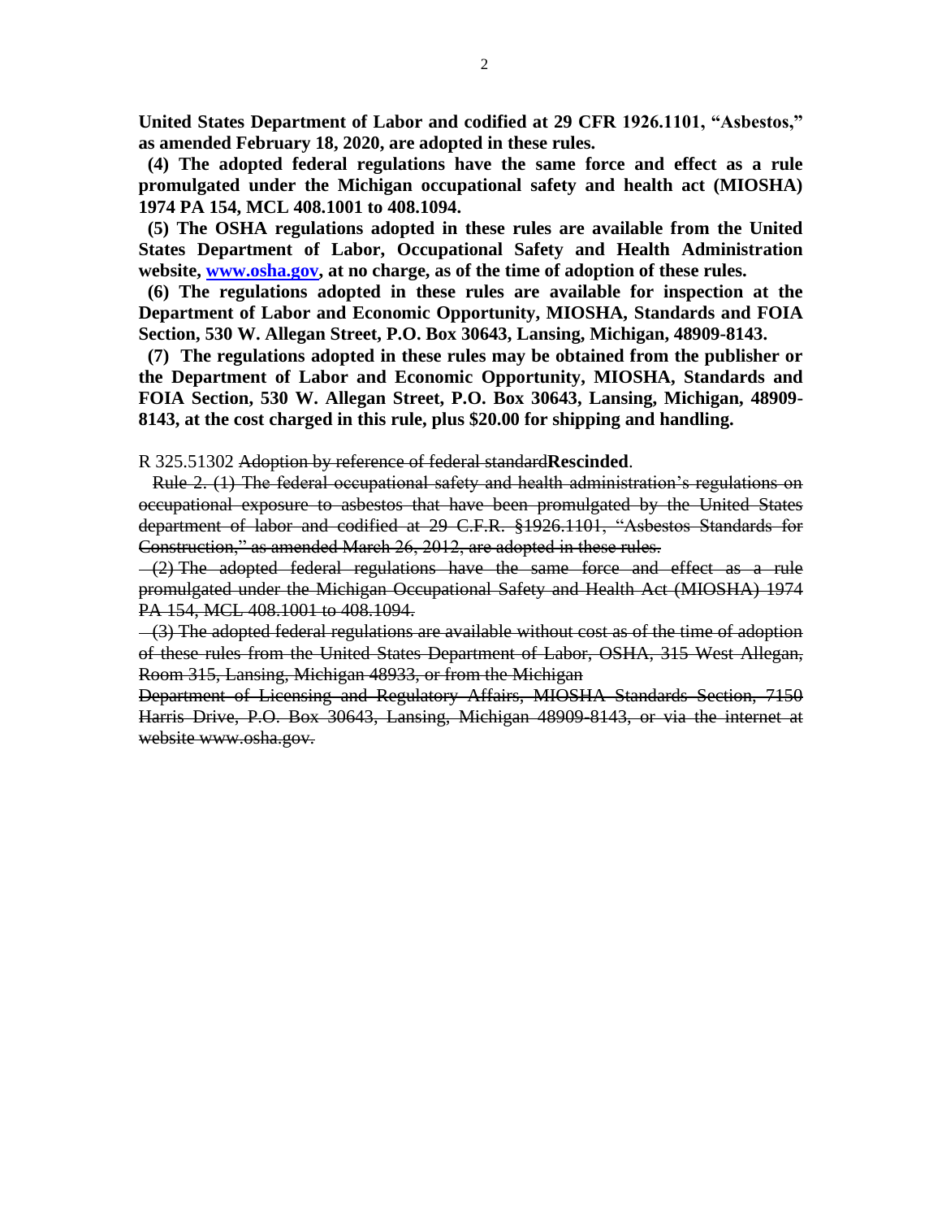**United States Department of Labor and codified at 29 CFR 1926.1101, "Asbestos," as amended February 18, 2020, are adopted in these rules.**

**(4) The adopted federal regulations have the same force and effect as a rule promulgated under the Michigan occupational safety and health act (MIOSHA) 1974 PA 154, MCL 408.1001 to 408.1094.**

**(5) The OSHA regulations adopted in these rules are available from the United States Department of Labor, Occupational Safety and Health Administration website, [www.osha.gov](www.osha.gov), at no charge, as of the time of adoption of these rules.**

**(6) The regulations adopted in these rules are available for inspection at the Department of Labor and Economic Opportunity, MIOSHA, Standards and FOIA Section, 530 W. Allegan Street, P.O. Box 30643, Lansing, Michigan, 48909-8143.**

**(7) The regulations adopted in these rules may be obtained from the publisher or the Department of Labor and Economic Opportunity, MIOSHA, Standards and FOIA Section, 530 W. Allegan Street, P.O. Box 30643, Lansing, Michigan, 48909-8143, at the cost charged in this rule, plus $20.00 for shipping and handling.**

R 325.51302 ~~Adoption by reference of federal standard~~**Rescinded**.

~~Rule 2. (1) The federal occupational safety and health administration's regulations on occupational exposure to asbestos that have been promulgated by the United States department of labor and codified at 29 C.F.R. §1926.1101, "Asbestos Standards for Construction," as amended March 26, 2012, are adopted in these rules.~~

~~(2) The adopted federal regulations have the same force and effect as a rule promulgated under the Michigan Occupational Safety and Health Act (MIOSHA) 1974 PA 154, MCL 408.1001 to 408.1094.~~

~~(3) The adopted federal regulations are available without cost as of the time of adoption of these rules from the United States Department of Labor, OSHA, 315 West Allegan, Room 315, Lansing, Michigan 48933, or from the Michigan Department of Licensing and Regulatory Affairs, MIOSHA Standards Section, 7150 Harris Drive, P.O. Box 30643, Lansing, Michigan 48909-8143, or via the internet at website www.osha.gov.~~